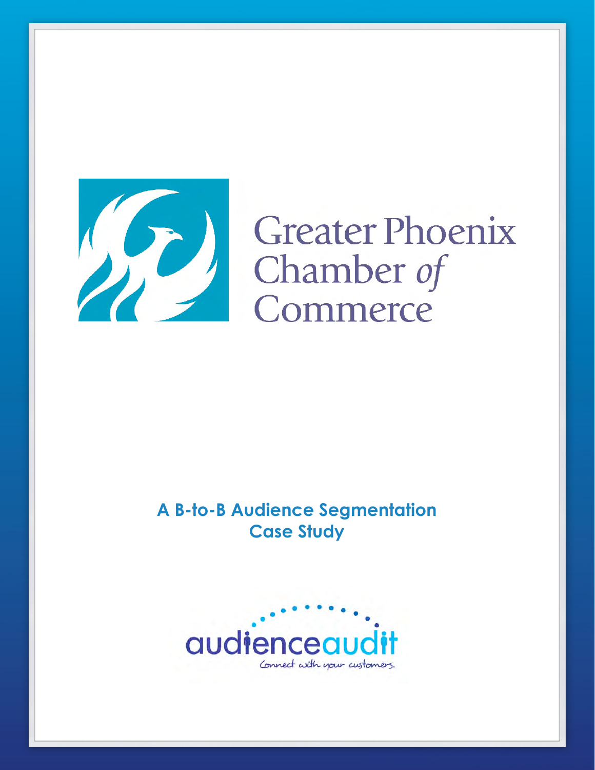Greater Phoenix Chamber *of* Commerce

# A B-to-B Audience Segmentation Case Study

audienceaudit

*Connect with your customers.*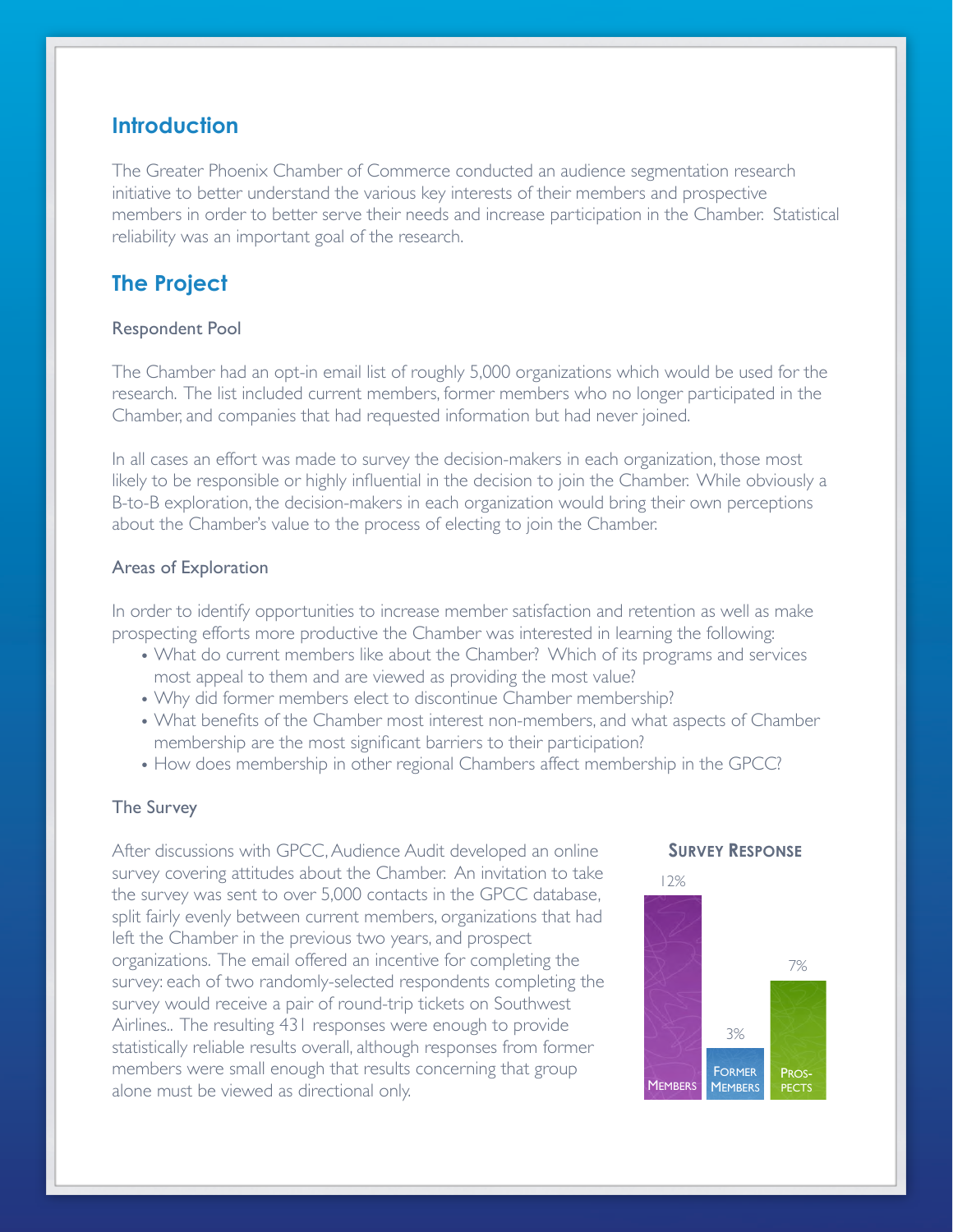## Introduction

The Greater Phoenix Chamber of Commerce conducted an audience segmentation research initiative to better understand the various key interests of their members and prospective members in order to better serve their needs and increase participation in the Chamber. Statistical reliability was an important goal of the research.

## The Project

### Respondent Pool

The Chamber had an opt-in email list of roughly 5,000 organizations which would be used for the research. The list included current members, former members who no longer participated in the Chamber, and companies that had requested information but had never joined.

In all cases an effort was made to survey the decision-makers in each organization, those most likely to be responsible or highly influential in the decision to join the Chamber. While obviously a B-to-B exploration, the decision-makers in each organization would bring their own perceptions about the Chamber's value to the process of electing to join the Chamber.

### Areas of Exploration

In order to identify opportunities to increase member satisfaction and retention as well as make prospecting efforts more productive the Chamber was interested in learning the following:

- What do current members like about the Chamber? Which of its programs and services most appeal to them and are viewed as providing the most value?
- Why did former members elect to discontinue Chamber membership?
- What benefits of the Chamber most interest non-members, and what aspects of Chamber membership are the most significant barriers to their participation?
- How does membership in other regional Chambers affect membership in the GPCC?

### The Survey

After discussions with GPCC, Audience Audit developed an online survey covering attitudes about the Chamber. An invitation to take the survey was sent to over 5,000 contacts in the GPCC database, split fairly evenly between current members, organizations that had left the Chamber in the previous two years, and prospect organizations. The email offered an incentive for completing the survey: each of two randomly-selected respondents completing the survey would receive a pair of round-trip tickets on Southwest Airlines.. The resulting 431 responses were enough to provide statistically reliable results overall, although responses from former members were small enough that results concerning that group alone must be viewed as directional only.

**Survey Response**

| Members | Former Members | Prospects |
|---|---|---|
| 12% | 3% | 7% |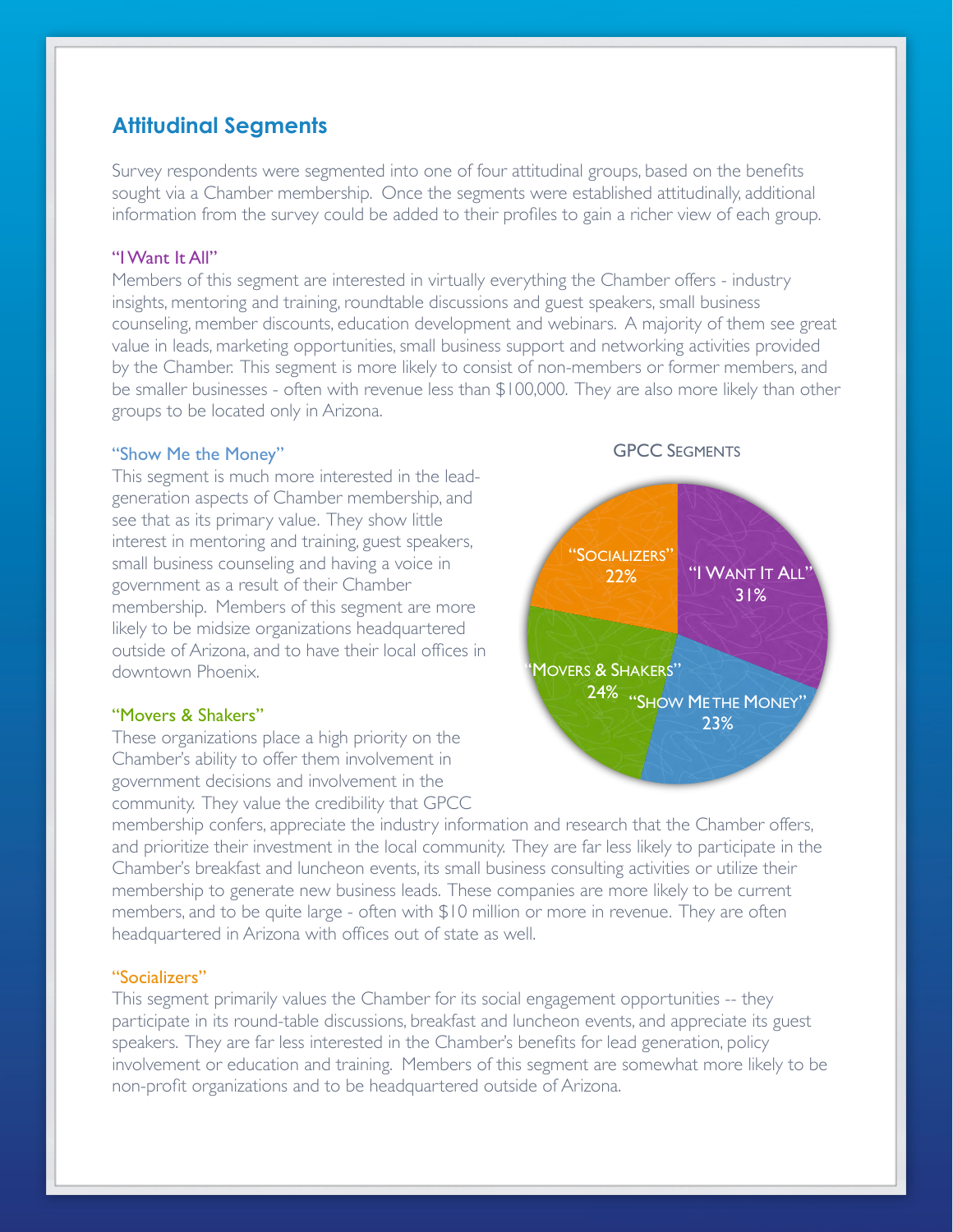## Attitudinal Segments

Survey respondents were segmented into one of four attitudinal groups, based on the benefits sought via a Chamber membership. Once the segments were established attitudinally, additional information from the survey could be added to their profiles to gain a richer view of each group.

### "I Want It All"

Members of this segment are interested in virtually everything the Chamber offers - industry insights, mentoring and training, roundtable discussions and guest speakers, small business counseling, member discounts, education development and webinars. A majority of them see great value in leads, marketing opportunities, small business support and networking activities provided by the Chamber. This segment is more likely to consist of non-members or former members, and be smaller businesses - often with revenue less than $100,000. They are also more likely than other groups to be located only in Arizona.

### "Show Me the Money"

This segment is much more interested in the lead-generation aspects of Chamber membership, and see that as its primary value. They show little interest in mentoring and training, guest speakers, small business counseling and having a voice in government as a result of their Chamber membership. Members of this segment are more likely to be midsize organizations headquartered outside of Arizona, and to have their local offices in downtown Phoenix.

**GPCC Segments**

| Segment | Share |
|---|---|
| "I Want It All" | 31% |
| "Show Me the Money" | 23% |
| "Movers & Shakers" | 24% |
| "Socializers" | 22% |

### "Movers & Shakers"

These organizations place a high priority on the Chamber's ability to offer them involvement in government decisions and involvement in the community. They value the credibility that GPCC membership confers, appreciate the industry information and research that the Chamber offers, and prioritize their investment in the local community. They are far less likely to participate in the Chamber's breakfast and luncheon events, its small business consulting activities or utilize their membership to generate new business leads. These companies are more likely to be current members, and to be quite large - often with $10 million or more in revenue. They are often headquartered in Arizona with offices out of state as well.

### "Socializers"

This segment primarily values the Chamber for its social engagement opportunities -- they participate in its round-table discussions, breakfast and luncheon events, and appreciate its guest speakers. They are far less interested in the Chamber's benefits for lead generation, policy involvement or education and training. Members of this segment are somewhat more likely to be non-profit organizations and to be headquartered outside of Arizona.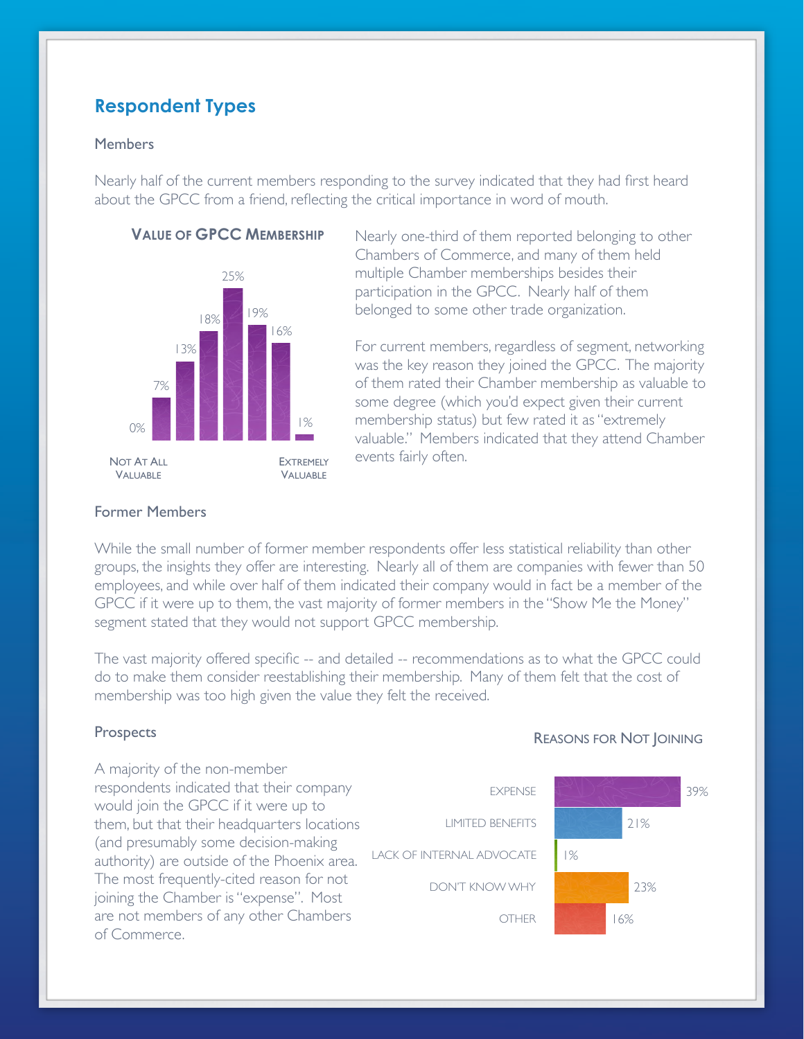## Respondent Types

### Members

Nearly half of the current members responding to the survey indicated that they had first heard about the GPCC from a friend, reflecting the critical importance in word of mouth.

**VALUE OF GPCC MEMBERSHIP**

| Not At All Valuable | | | | | | | Extremely Valuable |
|---|---|---|---|---|---|---|---|
| 0% | 7% | 13% | 18% | 25% | 19% | 16% | 1% |

Nearly one-third of them reported belonging to other Chambers of Commerce, and many of them held multiple Chamber memberships besides their participation in the GPCC. Nearly half of them belonged to some other trade organization.

For current members, regardless of segment, networking was the key reason they joined the GPCC. The majority of them rated their Chamber membership as valuable to some degree (which you'd expect given their current membership status) but few rated it as "extremely valuable." Members indicated that they attend Chamber events fairly often.

### Former Members

While the small number of former member respondents offer less statistical reliability than other groups, the insights they offer are interesting. Nearly all of them are companies with fewer than 50 employees, and while over half of them indicated their company would in fact be a member of the GPCC if it were up to them, the vast majority of former members in the "Show Me the Money" segment stated that they would not support GPCC membership.

The vast majority offered specific -- and detailed -- recommendations as to what the GPCC could do to make them consider reestablishing their membership. Many of them felt that the cost of membership was too high given the value they felt the received.

### Prospects

A majority of the non-member respondents indicated that their company would join the GPCC if it were up to them, but that their headquarters locations (and presumably some decision-making authority) are outside of the Phoenix area. The most frequently-cited reason for not joining the Chamber is "expense". Most are not members of any other Chambers of Commerce.

**REASONS FOR NOT JOINING**

| Reason | % |
|---|---|
| Expense | 39% |
| Limited Benefits | 21% |
| Lack of Internal Advocate | 1% |
| Don't Know Why | 23% |
| Other | 16% |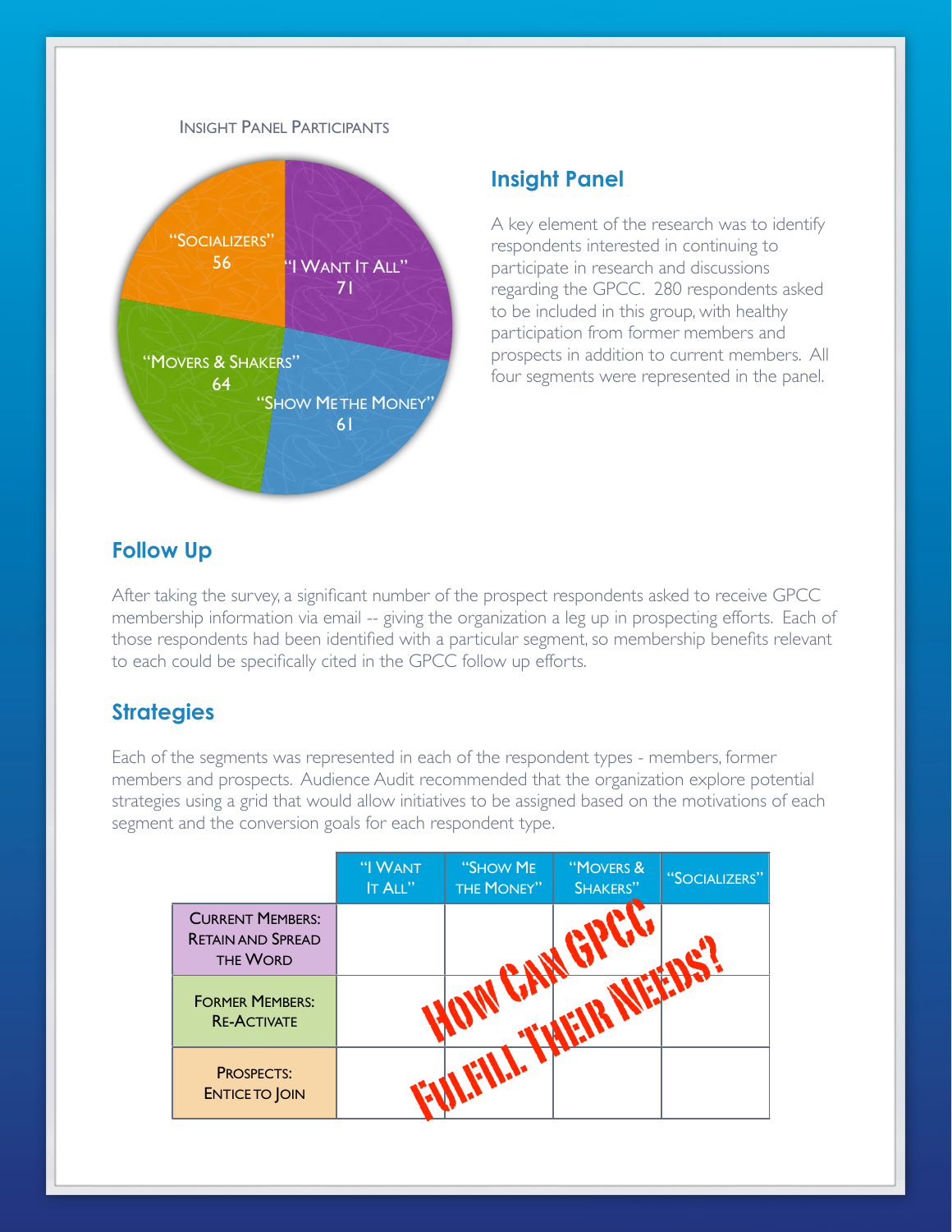Insight Panel Participants

| Segment | Participants |
|---|---|
| "I Want It All" | 71 |
| "Show Me the Money" | 61 |
| "Movers & Shakers" | 64 |
| "Socializers" | 56 |

## Insight Panel

A key element of the research was to identify respondents interested in continuing to participate in research and discussions regarding the GPCC. 280 respondents asked to be included in this group, with healthy participation from former members and prospects in addition to current members. All four segments were represented in the panel.

## Follow Up

After taking the survey, a significant number of the prospect respondents asked to receive GPCC membership information via email -- giving the organization a leg up in prospecting efforts. Each of those respondents had been identified with a particular segment, so membership benefits relevant to each could be specifically cited in the GPCC follow up efforts.

## Strategies

Each of the segments was represented in each of the respondent types - members, former members and prospects. Audience Audit recommended that the organization explore potential strategies using a grid that would allow initiatives to be assigned based on the motivations of each segment and the conversion goals for each respondent type.

| | "I Want It All" | "Show Me the Money" | "Movers & Shakers" | "Socializers" |
|---|---|---|---|---|
| Current Members: Retain and Spread the Word | | | | |
| Former Members: Re-Activate | | | | |
| Prospects: Entice to Join | | | | |

How can GPCC fulfill their needs?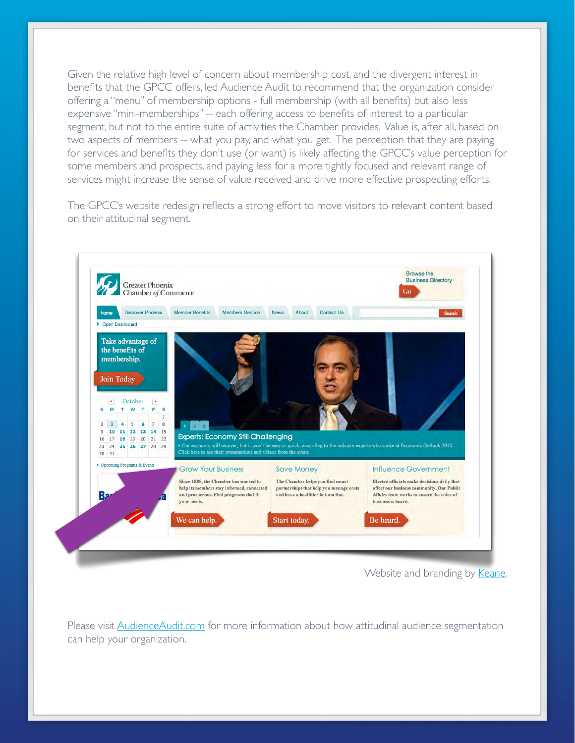Given the relative high level of concern about membership cost, and the divergent interest in benefits that the GPCC offers, led Audience Audit to recommend that the organization consider offering a "menu" of membership options - full membership (with all benefits) but also less expensive "mini-memberships" -- each offering access to benefits of interest to a particular segment, but not to the entire suite of activities the Chamber provides. Value is, after all, based on two aspects of members -- what you pay, and what you get. The perception that they are paying for services and benefits they don't use (or want) is likely affecting the GPCC's value perception for some members and prospects, and paying less for a more tightly focused and relevant range of services might increase the sense of value received and drive more effective prospecting efforts.

The GPCC's website redesign reflects a strong effort to move visitors to relevant content based on their attitudinal segment.

Website and branding by [Keane](Keane).

Please visit [AudienceAudit.com](AudienceAudit.com) for more information about how attitudinal audience segmentation can help your organization.